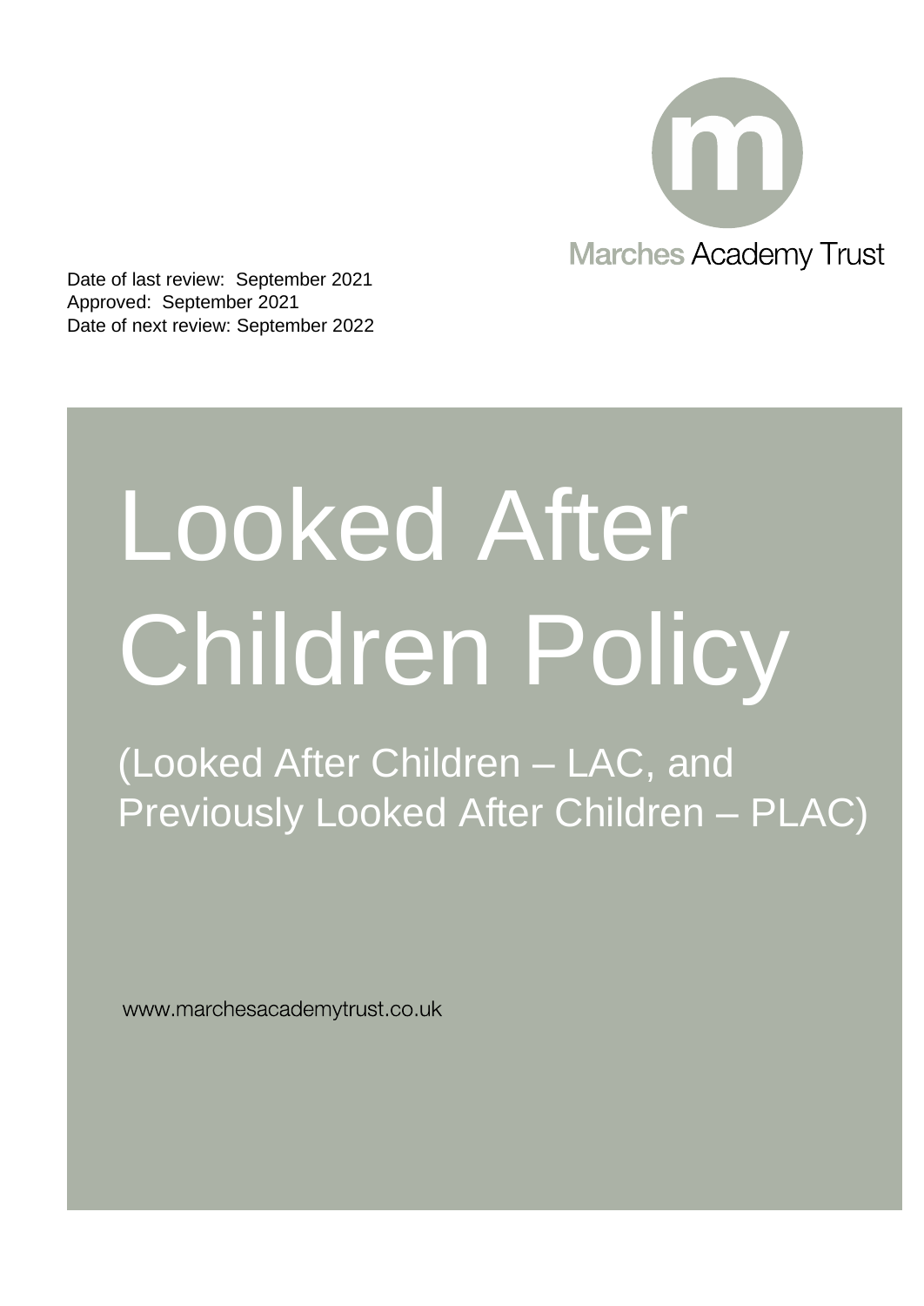Marches Academy Trust

Date of last review: September 2021
Approved: September 2021
Date of next review: September 2022

# Looked After Children Policy

## (Looked After Children – LAC, and Previously Looked After Children – PLAC)

www.marchesacademytrust.co.uk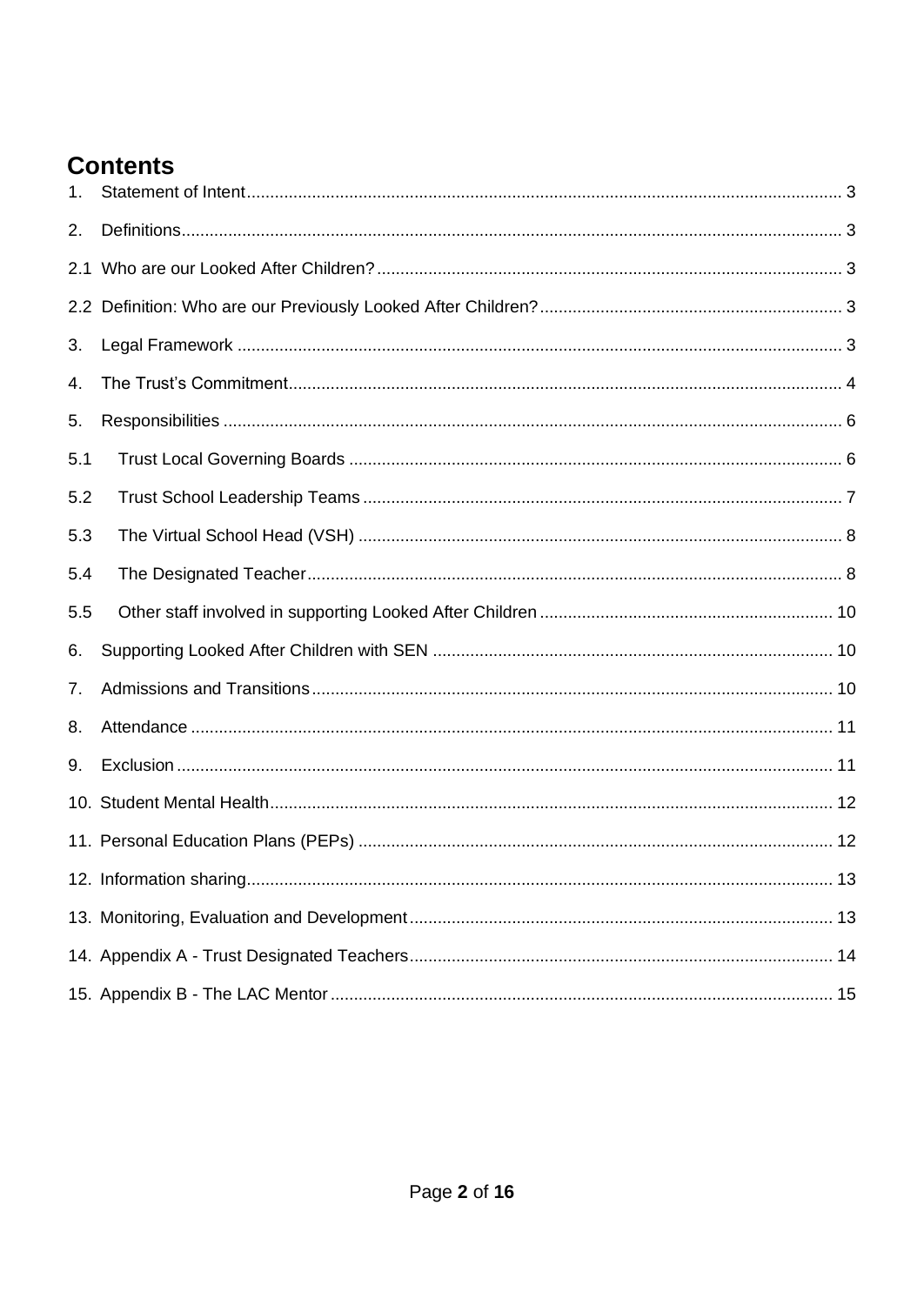# Contents

1. Statement of Intent ........ 3
2. Definitions ........ 3

2.1 Who are our Looked After Children? ........ 3

2.2 Definition: Who are our Previously Looked After Children? ........ 3

3. Legal Framework ........ 3
4. The Trust's Commitment ........ 4
5. Responsibilities ........ 6

5.1 Trust Local Governing Boards ........ 6

5.2 Trust School Leadership Teams ........ 7

5.3 The Virtual School Head (VSH) ........ 8

5.4 The Designated Teacher ........ 8

5.5 Other staff involved in supporting Looked After Children ........ 10

6. Supporting Looked After Children with SEN ........ 10
7. Admissions and Transitions ........ 10
8. Attendance ........ 11
9. Exclusion ........ 11
10. Student Mental Health ........ 12
11. Personal Education Plans (PEPs) ........ 12
12. Information sharing ........ 13
13. Monitoring, Evaluation and Development ........ 13
14. Appendix A - Trust Designated Teachers ........ 14
15. Appendix B - The LAC Mentor ........ 15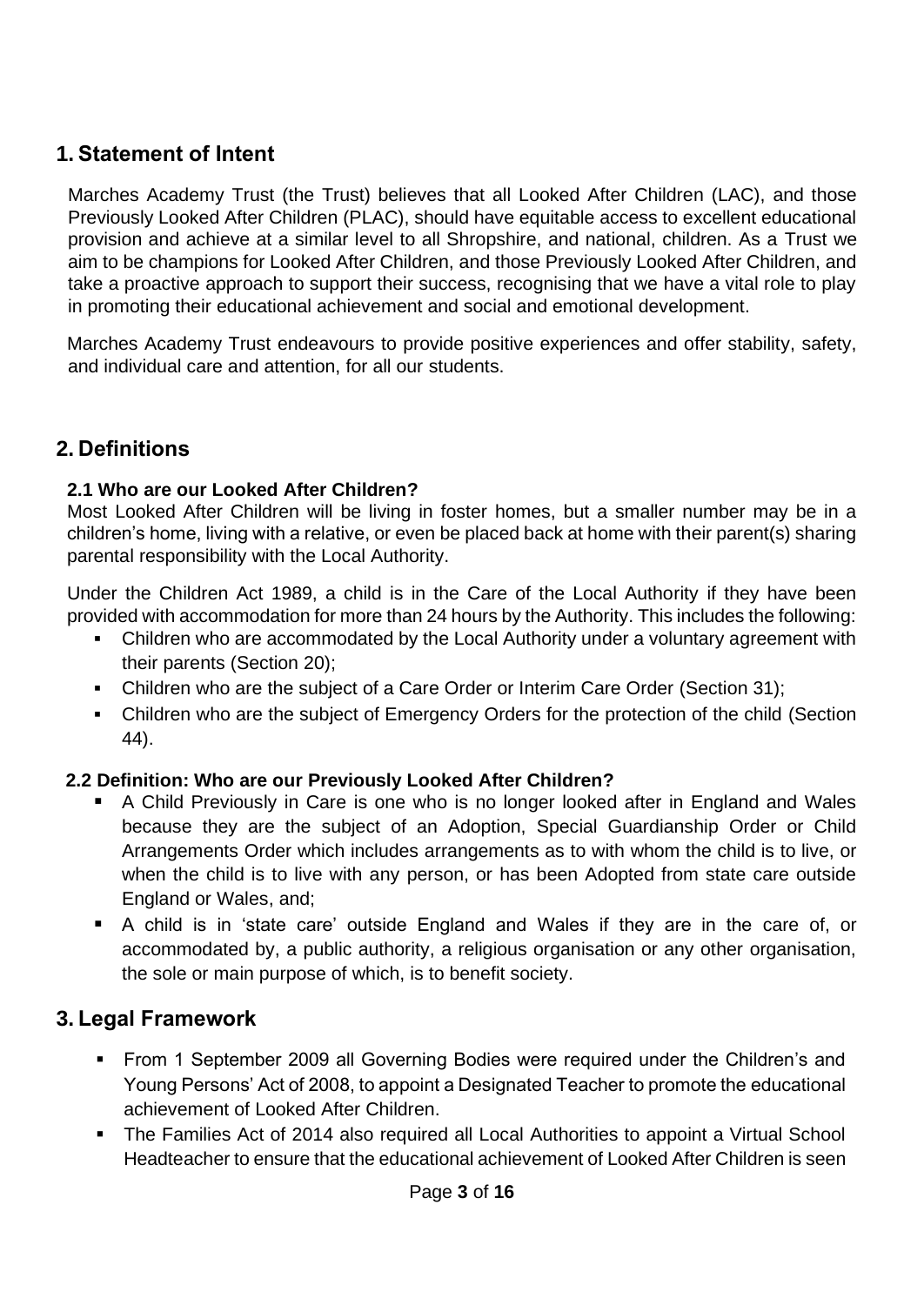## 1. Statement of Intent

Marches Academy Trust (the Trust) believes that all Looked After Children (LAC), and those Previously Looked After Children (PLAC), should have equitable access to excellent educational provision and achieve at a similar level to all Shropshire, and national, children. As a Trust we aim to be champions for Looked After Children, and those Previously Looked After Children, and take a proactive approach to support their success, recognising that we have a vital role to play in promoting their educational achievement and social and emotional development.

Marches Academy Trust endeavours to provide positive experiences and offer stability, safety, and individual care and attention, for all our students.

## 2. Definitions

### 2.1 Who are our Looked After Children?

Most Looked After Children will be living in foster homes, but a smaller number may be in a children's home, living with a relative, or even be placed back at home with their parent(s) sharing parental responsibility with the Local Authority.

Under the Children Act 1989, a child is in the Care of the Local Authority if they have been provided with accommodation for more than 24 hours by the Authority. This includes the following:

- Children who are accommodated by the Local Authority under a voluntary agreement with their parents (Section 20);
- Children who are the subject of a Care Order or Interim Care Order (Section 31);
- Children who are the subject of Emergency Orders for the protection of the child (Section 44).

### 2.2 Definition: Who are our Previously Looked After Children?

- A Child Previously in Care is one who is no longer looked after in England and Wales because they are the subject of an Adoption, Special Guardianship Order or Child Arrangements Order which includes arrangements as to with whom the child is to live, or when the child is to live with any person, or has been Adopted from state care outside England or Wales, and;
- A child is in 'state care' outside England and Wales if they are in the care of, or accommodated by, a public authority, a religious organisation or any other organisation, the sole or main purpose of which, is to benefit society.

## 3. Legal Framework

- From 1 September 2009 all Governing Bodies were required under the Children's and Young Persons' Act of 2008, to appoint a Designated Teacher to promote the educational achievement of Looked After Children.
- The Families Act of 2014 also required all Local Authorities to appoint a Virtual School Headteacher to ensure that the educational achievement of Looked After Children is seen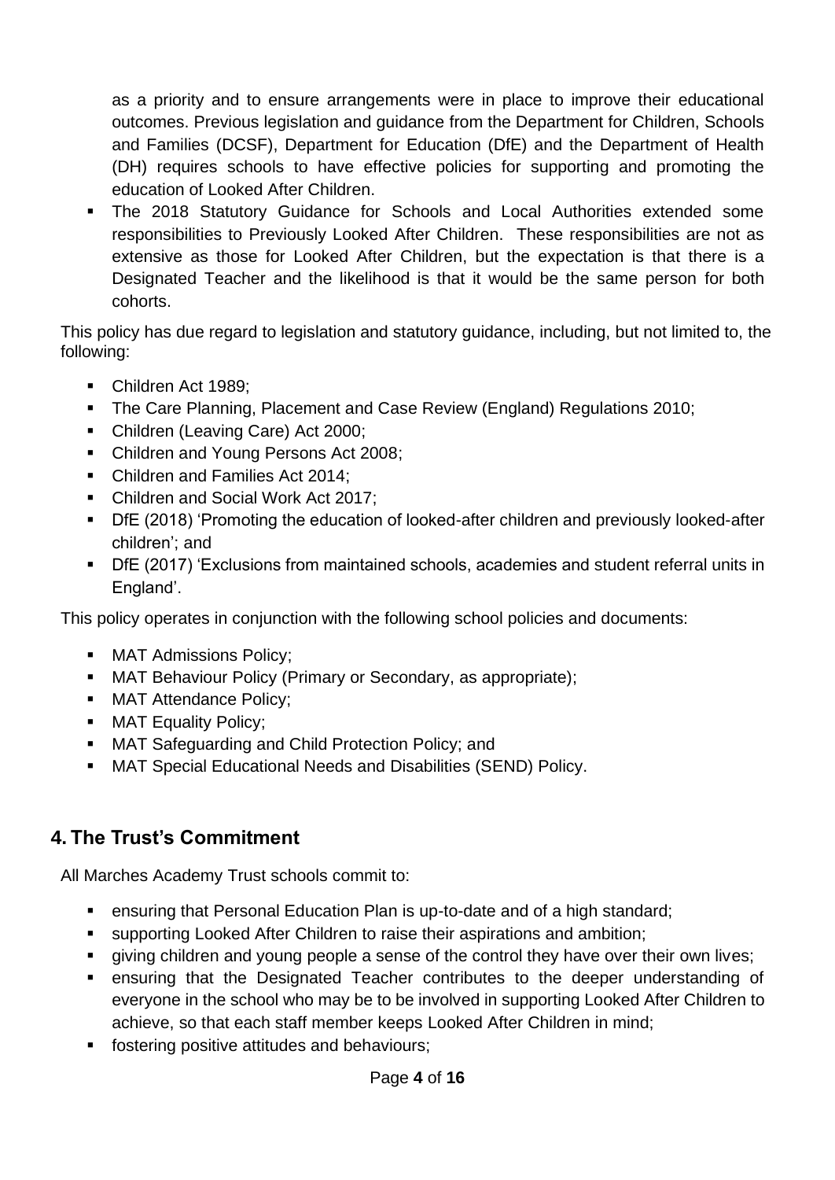as a priority and to ensure arrangements were in place to improve their educational outcomes. Previous legislation and guidance from the Department for Children, Schools and Families (DCSF), Department for Education (DfE) and the Department of Health (DH) requires schools to have effective policies for supporting and promoting the education of Looked After Children.

- The 2018 Statutory Guidance for Schools and Local Authorities extended some responsibilities to Previously Looked After Children. These responsibilities are not as extensive as those for Looked After Children, but the expectation is that there is a Designated Teacher and the likelihood is that it would be the same person for both cohorts.

This policy has due regard to legislation and statutory guidance, including, but not limited to, the following:

- Children Act 1989;
- The Care Planning, Placement and Case Review (England) Regulations 2010;
- Children (Leaving Care) Act 2000;
- Children and Young Persons Act 2008;
- Children and Families Act 2014;
- Children and Social Work Act 2017;
- DfE (2018) 'Promoting the education of looked-after children and previously looked-after children'; and
- DfE (2017) 'Exclusions from maintained schools, academies and student referral units in England'.

This policy operates in conjunction with the following school policies and documents:

- MAT Admissions Policy;
- MAT Behaviour Policy (Primary or Secondary, as appropriate);
- MAT Attendance Policy;
- MAT Equality Policy;
- MAT Safeguarding and Child Protection Policy; and
- MAT Special Educational Needs and Disabilities (SEND) Policy.

## 4. The Trust's Commitment

All Marches Academy Trust schools commit to:

- ensuring that Personal Education Plan is up-to-date and of a high standard;
- supporting Looked After Children to raise their aspirations and ambition;
- giving children and young people a sense of the control they have over their own lives;
- ensuring that the Designated Teacher contributes to the deeper understanding of everyone in the school who may be to be involved in supporting Looked After Children to achieve, so that each staff member keeps Looked After Children in mind;
- fostering positive attitudes and behaviours;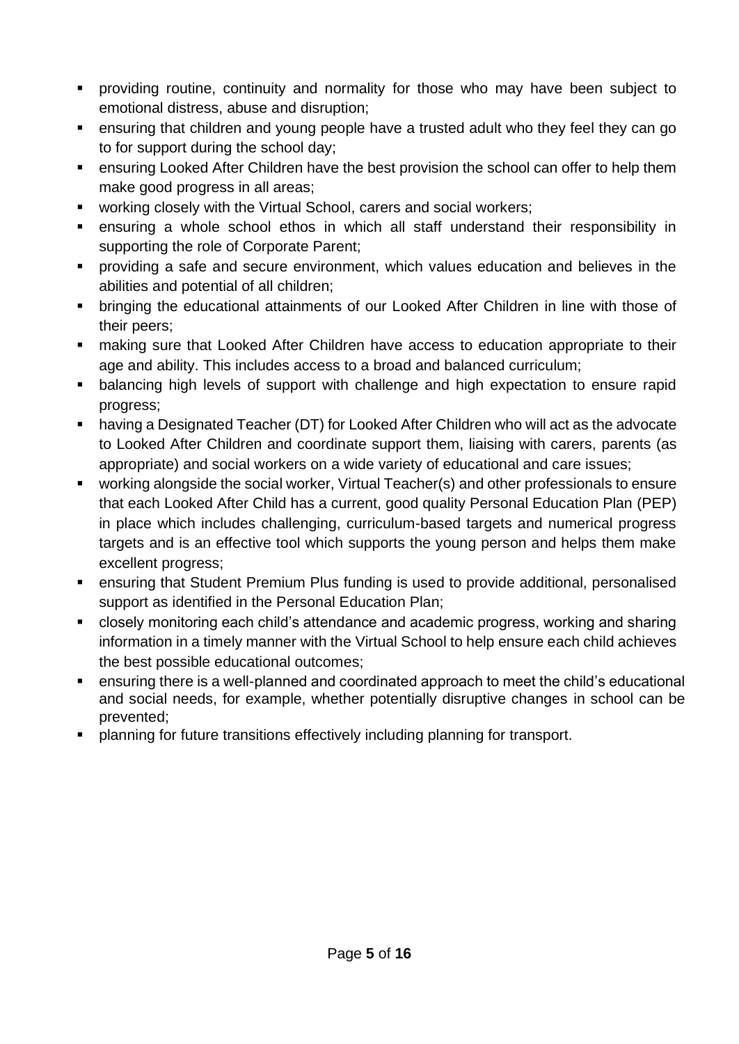- providing routine, continuity and normality for those who may have been subject to emotional distress, abuse and disruption;
- ensuring that children and young people have a trusted adult who they feel they can go to for support during the school day;
- ensuring Looked After Children have the best provision the school can offer to help them make good progress in all areas;
- working closely with the Virtual School, carers and social workers;
- ensuring a whole school ethos in which all staff understand their responsibility in supporting the role of Corporate Parent;
- providing a safe and secure environment, which values education and believes in the abilities and potential of all children;
- bringing the educational attainments of our Looked After Children in line with those of their peers;
- making sure that Looked After Children have access to education appropriate to their age and ability. This includes access to a broad and balanced curriculum;
- balancing high levels of support with challenge and high expectation to ensure rapid progress;
- having a Designated Teacher (DT) for Looked After Children who will act as the advocate to Looked After Children and coordinate support them, liaising with carers, parents (as appropriate) and social workers on a wide variety of educational and care issues;
- working alongside the social worker, Virtual Teacher(s) and other professionals to ensure that each Looked After Child has a current, good quality Personal Education Plan (PEP) in place which includes challenging, curriculum-based targets and numerical progress targets and is an effective tool which supports the young person and helps them make excellent progress;
- ensuring that Student Premium Plus funding is used to provide additional, personalised support as identified in the Personal Education Plan;
- closely monitoring each child's attendance and academic progress, working and sharing information in a timely manner with the Virtual School to help ensure each child achieves the best possible educational outcomes;
- ensuring there is a well-planned and coordinated approach to meet the child's educational and social needs, for example, whether potentially disruptive changes in school can be prevented;
- planning for future transitions effectively including planning for transport.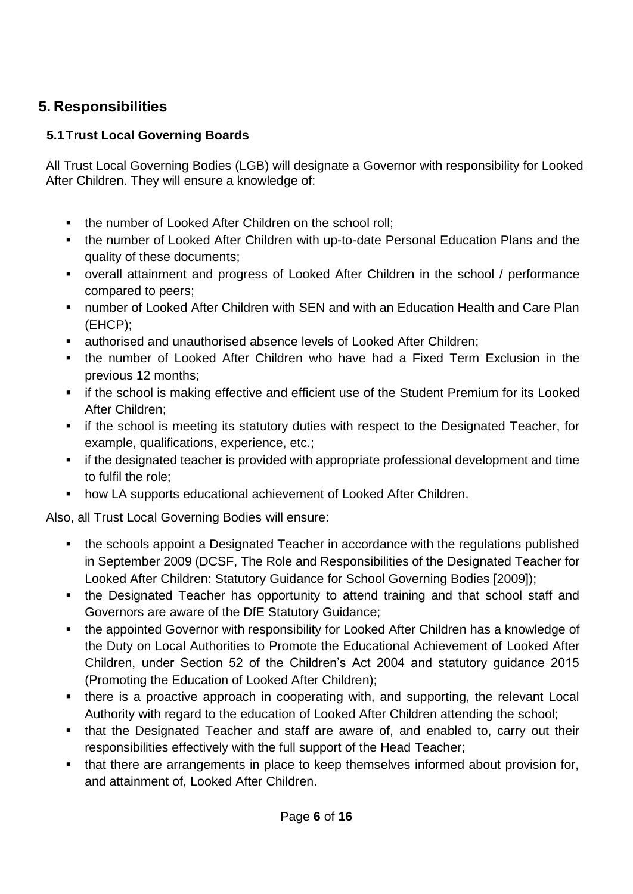## 5. Responsibilities

### 5.1 Trust Local Governing Boards

All Trust Local Governing Bodies (LGB) will designate a Governor with responsibility for Looked After Children. They will ensure a knowledge of:

- the number of Looked After Children on the school roll;
- the number of Looked After Children with up-to-date Personal Education Plans and the quality of these documents;
- overall attainment and progress of Looked After Children in the school / performance compared to peers;
- number of Looked After Children with SEN and with an Education Health and Care Plan (EHCP);
- authorised and unauthorised absence levels of Looked After Children;
- the number of Looked After Children who have had a Fixed Term Exclusion in the previous 12 months;
- if the school is making effective and efficient use of the Student Premium for its Looked After Children;
- if the school is meeting its statutory duties with respect to the Designated Teacher, for example, qualifications, experience, etc.;
- if the designated teacher is provided with appropriate professional development and time to fulfil the role;
- how LA supports educational achievement of Looked After Children.

Also, all Trust Local Governing Bodies will ensure:

- the schools appoint a Designated Teacher in accordance with the regulations published in September 2009 (DCSF, The Role and Responsibilities of the Designated Teacher for Looked After Children: Statutory Guidance for School Governing Bodies [2009]);
- the Designated Teacher has opportunity to attend training and that school staff and Governors are aware of the DfE Statutory Guidance;
- the appointed Governor with responsibility for Looked After Children has a knowledge of the Duty on Local Authorities to Promote the Educational Achievement of Looked After Children, under Section 52 of the Children's Act 2004 and statutory guidance 2015 (Promoting the Education of Looked After Children);
- there is a proactive approach in cooperating with, and supporting, the relevant Local Authority with regard to the education of Looked After Children attending the school;
- that the Designated Teacher and staff are aware of, and enabled to, carry out their responsibilities effectively with the full support of the Head Teacher;
- that there are arrangements in place to keep themselves informed about provision for, and attainment of, Looked After Children.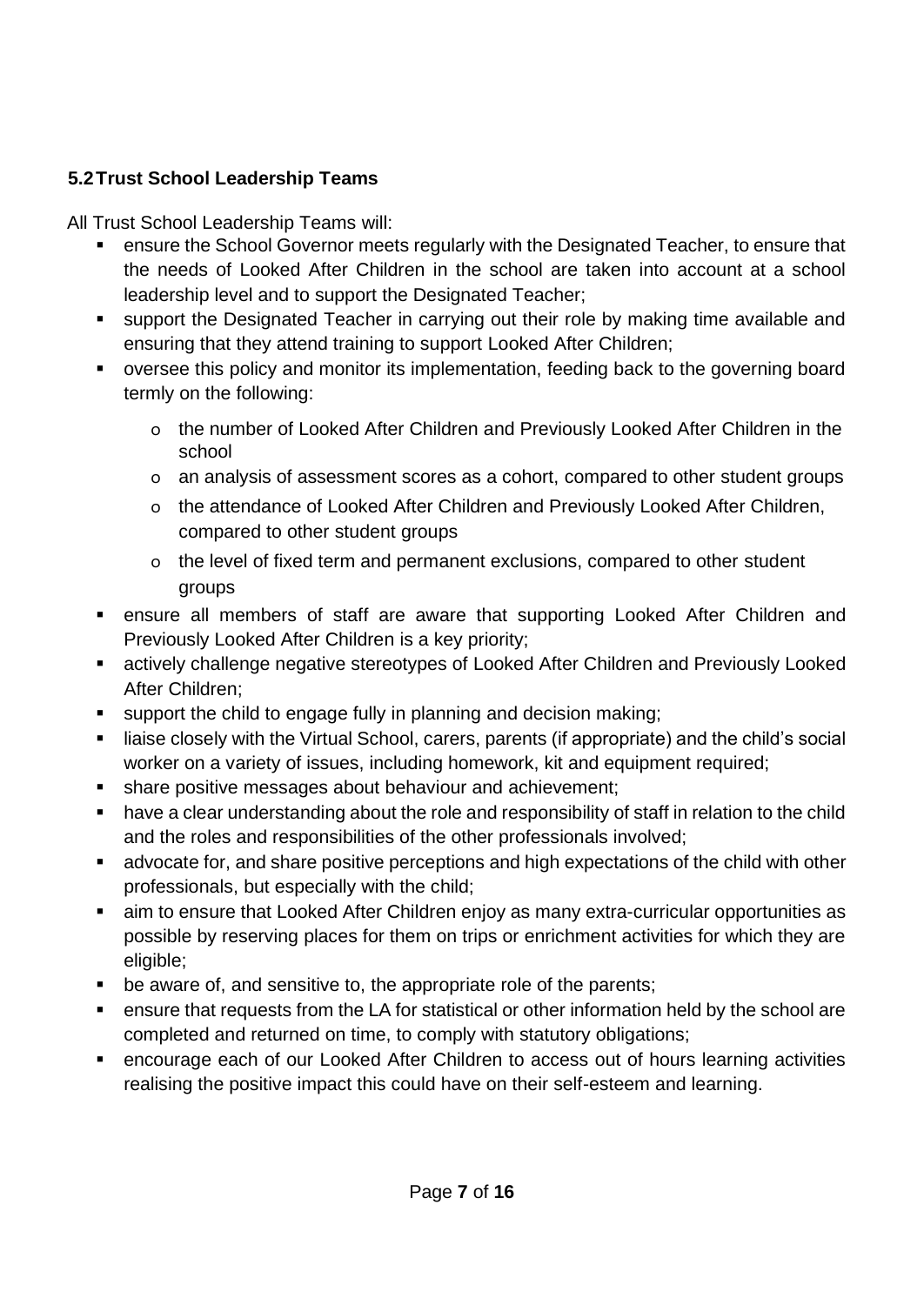### 5.2 Trust School Leadership Teams

All Trust School Leadership Teams will:

- ensure the School Governor meets regularly with the Designated Teacher, to ensure that the needs of Looked After Children in the school are taken into account at a school leadership level and to support the Designated Teacher;
- support the Designated Teacher in carrying out their role by making time available and ensuring that they attend training to support Looked After Children;
- oversee this policy and monitor its implementation, feeding back to the governing board termly on the following:
    - the number of Looked After Children and Previously Looked After Children in the school
    - an analysis of assessment scores as a cohort, compared to other student groups
    - the attendance of Looked After Children and Previously Looked After Children, compared to other student groups
    - the level of fixed term and permanent exclusions, compared to other student groups
- ensure all members of staff are aware that supporting Looked After Children and Previously Looked After Children is a key priority;
- actively challenge negative stereotypes of Looked After Children and Previously Looked After Children;
- support the child to engage fully in planning and decision making;
- liaise closely with the Virtual School, carers, parents (if appropriate) and the child's social worker on a variety of issues, including homework, kit and equipment required;
- share positive messages about behaviour and achievement;
- have a clear understanding about the role and responsibility of staff in relation to the child and the roles and responsibilities of the other professionals involved;
- advocate for, and share positive perceptions and high expectations of the child with other professionals, but especially with the child;
- aim to ensure that Looked After Children enjoy as many extra-curricular opportunities as possible by reserving places for them on trips or enrichment activities for which they are eligible;
- be aware of, and sensitive to, the appropriate role of the parents;
- ensure that requests from the LA for statistical or other information held by the school are completed and returned on time, to comply with statutory obligations;
- encourage each of our Looked After Children to access out of hours learning activities realising the positive impact this could have on their self-esteem and learning.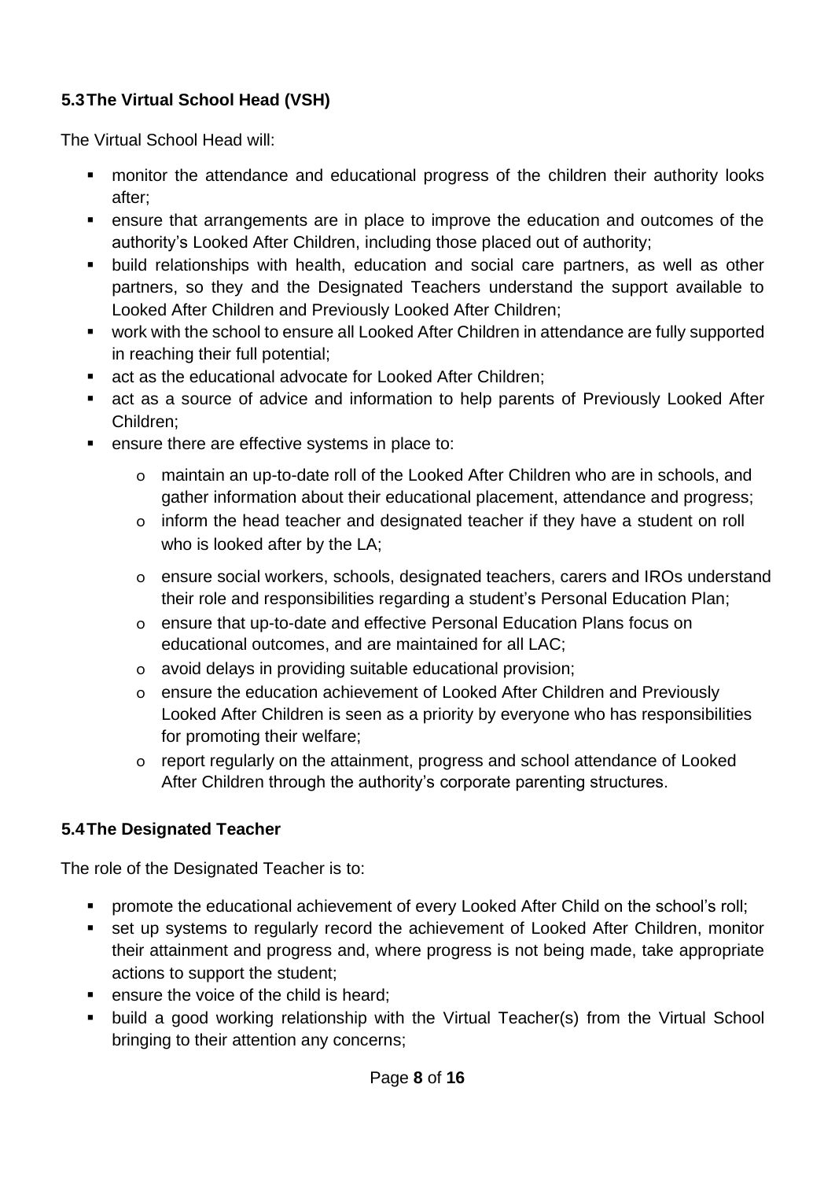### 5.3 The Virtual School Head (VSH)

The Virtual School Head will:

- monitor the attendance and educational progress of the children their authority looks after;
- ensure that arrangements are in place to improve the education and outcomes of the authority's Looked After Children, including those placed out of authority;
- build relationships with health, education and social care partners, as well as other partners, so they and the Designated Teachers understand the support available to Looked After Children and Previously Looked After Children;
- work with the school to ensure all Looked After Children in attendance are fully supported in reaching their full potential;
- act as the educational advocate for Looked After Children;
- act as a source of advice and information to help parents of Previously Looked After Children;
- ensure there are effective systems in place to:
    - maintain an up-to-date roll of the Looked After Children who are in schools, and gather information about their educational placement, attendance and progress;
    - inform the head teacher and designated teacher if they have a student on roll who is looked after by the LA;
    - ensure social workers, schools, designated teachers, carers and IROs understand their role and responsibilities regarding a student's Personal Education Plan;
    - ensure that up-to-date and effective Personal Education Plans focus on educational outcomes, and are maintained for all LAC;
    - avoid delays in providing suitable educational provision;
    - ensure the education achievement of Looked After Children and Previously Looked After Children is seen as a priority by everyone who has responsibilities for promoting their welfare;
    - report regularly on the attainment, progress and school attendance of Looked After Children through the authority's corporate parenting structures.

### 5.4 The Designated Teacher

The role of the Designated Teacher is to:

- promote the educational achievement of every Looked After Child on the school's roll;
- set up systems to regularly record the achievement of Looked After Children, monitor their attainment and progress and, where progress is not being made, take appropriate actions to support the student;
- ensure the voice of the child is heard;
- build a good working relationship with the Virtual Teacher(s) from the Virtual School bringing to their attention any concerns;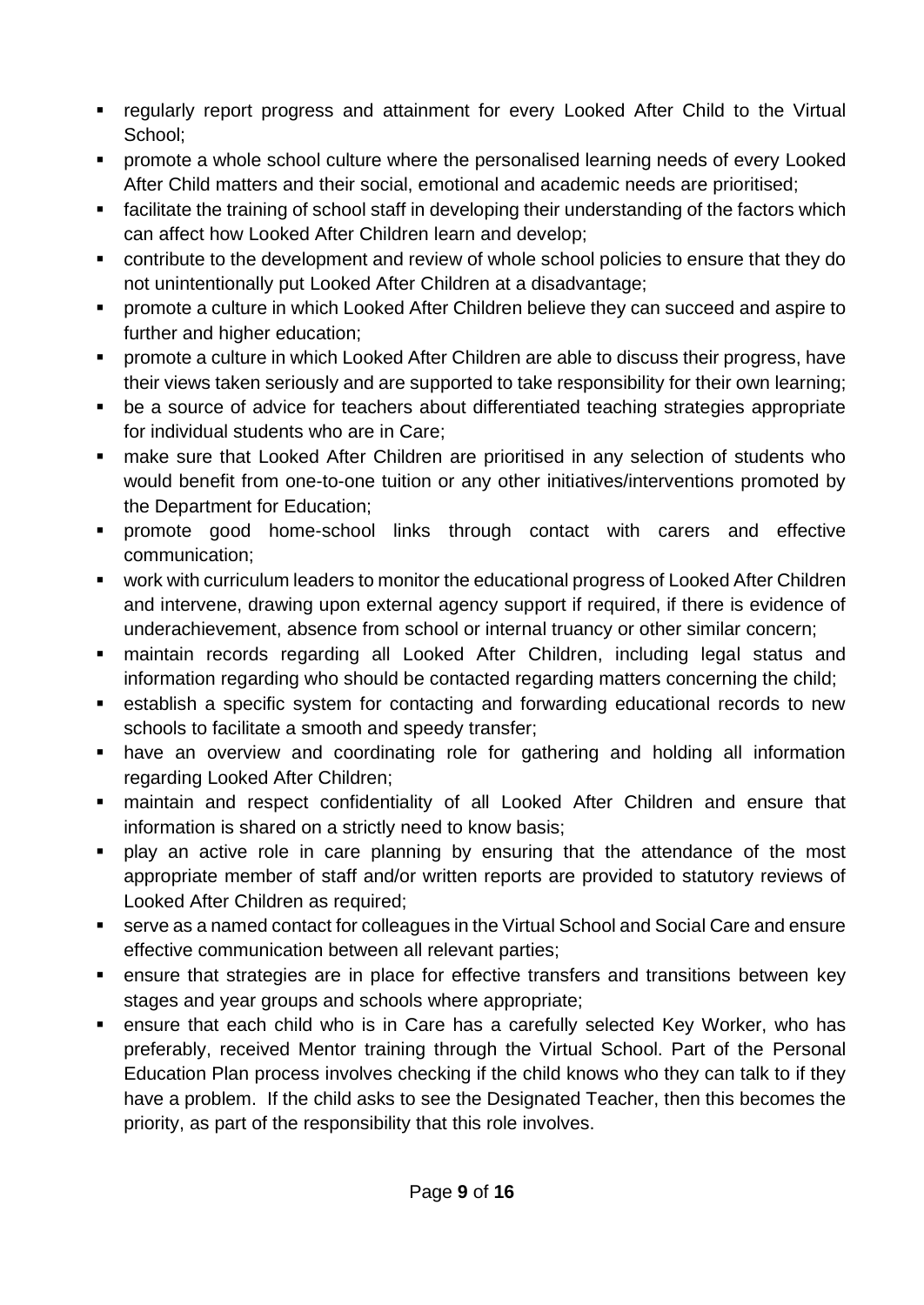- regularly report progress and attainment for every Looked After Child to the Virtual School;
- promote a whole school culture where the personalised learning needs of every Looked After Child matters and their social, emotional and academic needs are prioritised;
- facilitate the training of school staff in developing their understanding of the factors which can affect how Looked After Children learn and develop;
- contribute to the development and review of whole school policies to ensure that they do not unintentionally put Looked After Children at a disadvantage;
- promote a culture in which Looked After Children believe they can succeed and aspire to further and higher education;
- promote a culture in which Looked After Children are able to discuss their progress, have their views taken seriously and are supported to take responsibility for their own learning;
- be a source of advice for teachers about differentiated teaching strategies appropriate for individual students who are in Care;
- make sure that Looked After Children are prioritised in any selection of students who would benefit from one-to-one tuition or any other initiatives/interventions promoted by the Department for Education;
- promote good home-school links through contact with carers and effective communication;
- work with curriculum leaders to monitor the educational progress of Looked After Children and intervene, drawing upon external agency support if required, if there is evidence of underachievement, absence from school or internal truancy or other similar concern;
- maintain records regarding all Looked After Children, including legal status and information regarding who should be contacted regarding matters concerning the child;
- establish a specific system for contacting and forwarding educational records to new schools to facilitate a smooth and speedy transfer;
- have an overview and coordinating role for gathering and holding all information regarding Looked After Children;
- maintain and respect confidentiality of all Looked After Children and ensure that information is shared on a strictly need to know basis;
- play an active role in care planning by ensuring that the attendance of the most appropriate member of staff and/or written reports are provided to statutory reviews of Looked After Children as required;
- serve as a named contact for colleagues in the Virtual School and Social Care and ensure effective communication between all relevant parties;
- ensure that strategies are in place for effective transfers and transitions between key stages and year groups and schools where appropriate;
- ensure that each child who is in Care has a carefully selected Key Worker, who has preferably, received Mentor training through the Virtual School. Part of the Personal Education Plan process involves checking if the child knows who they can talk to if they have a problem. If the child asks to see the Designated Teacher, then this becomes the priority, as part of the responsibility that this role involves.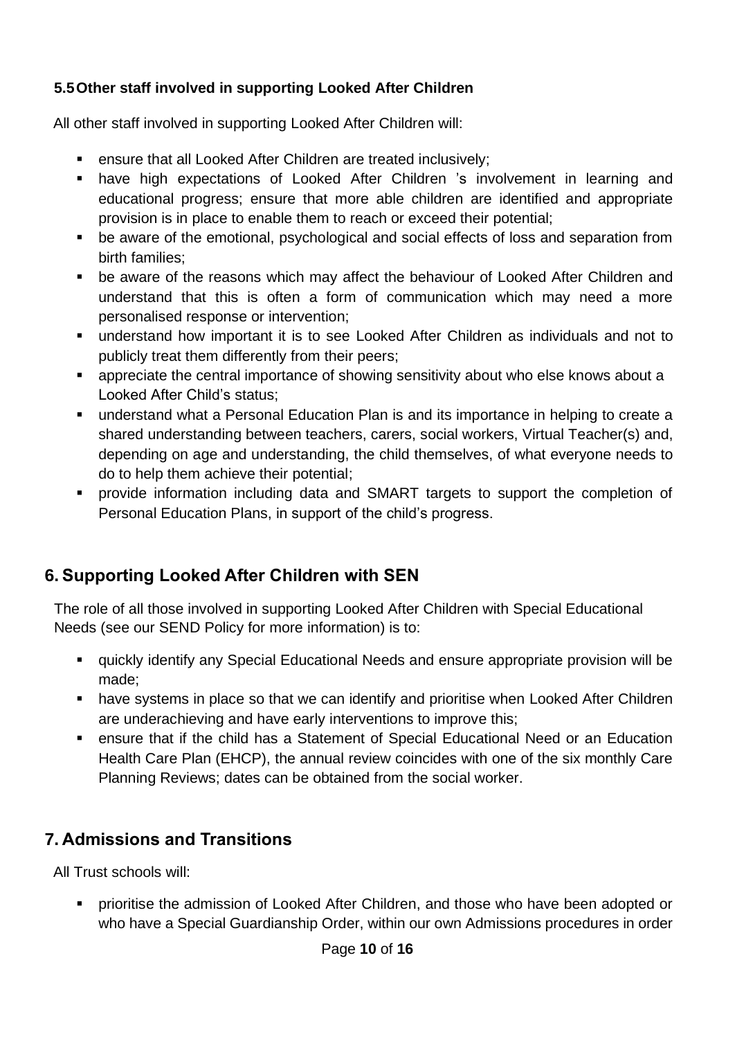### 5.5 Other staff involved in supporting Looked After Children

All other staff involved in supporting Looked After Children will:

- ensure that all Looked After Children are treated inclusively;
- have high expectations of Looked After Children 's involvement in learning and educational progress; ensure that more able children are identified and appropriate provision is in place to enable them to reach or exceed their potential;
- be aware of the emotional, psychological and social effects of loss and separation from birth families;
- be aware of the reasons which may affect the behaviour of Looked After Children and understand that this is often a form of communication which may need a more personalised response or intervention;
- understand how important it is to see Looked After Children as individuals and not to publicly treat them differently from their peers;
- appreciate the central importance of showing sensitivity about who else knows about a Looked After Child's status;
- understand what a Personal Education Plan is and its importance in helping to create a shared understanding between teachers, carers, social workers, Virtual Teacher(s) and, depending on age and understanding, the child themselves, of what everyone needs to do to help them achieve their potential;
- provide information including data and SMART targets to support the completion of Personal Education Plans, in support of the child's progress.

## 6. Supporting Looked After Children with SEN

The role of all those involved in supporting Looked After Children with Special Educational Needs (see our SEND Policy for more information) is to:

- quickly identify any Special Educational Needs and ensure appropriate provision will be made;
- have systems in place so that we can identify and prioritise when Looked After Children are underachieving and have early interventions to improve this;
- ensure that if the child has a Statement of Special Educational Need or an Education Health Care Plan (EHCP), the annual review coincides with one of the six monthly Care Planning Reviews; dates can be obtained from the social worker.

## 7. Admissions and Transitions

All Trust schools will:

- prioritise the admission of Looked After Children, and those who have been adopted or who have a Special Guardianship Order, within our own Admissions procedures in order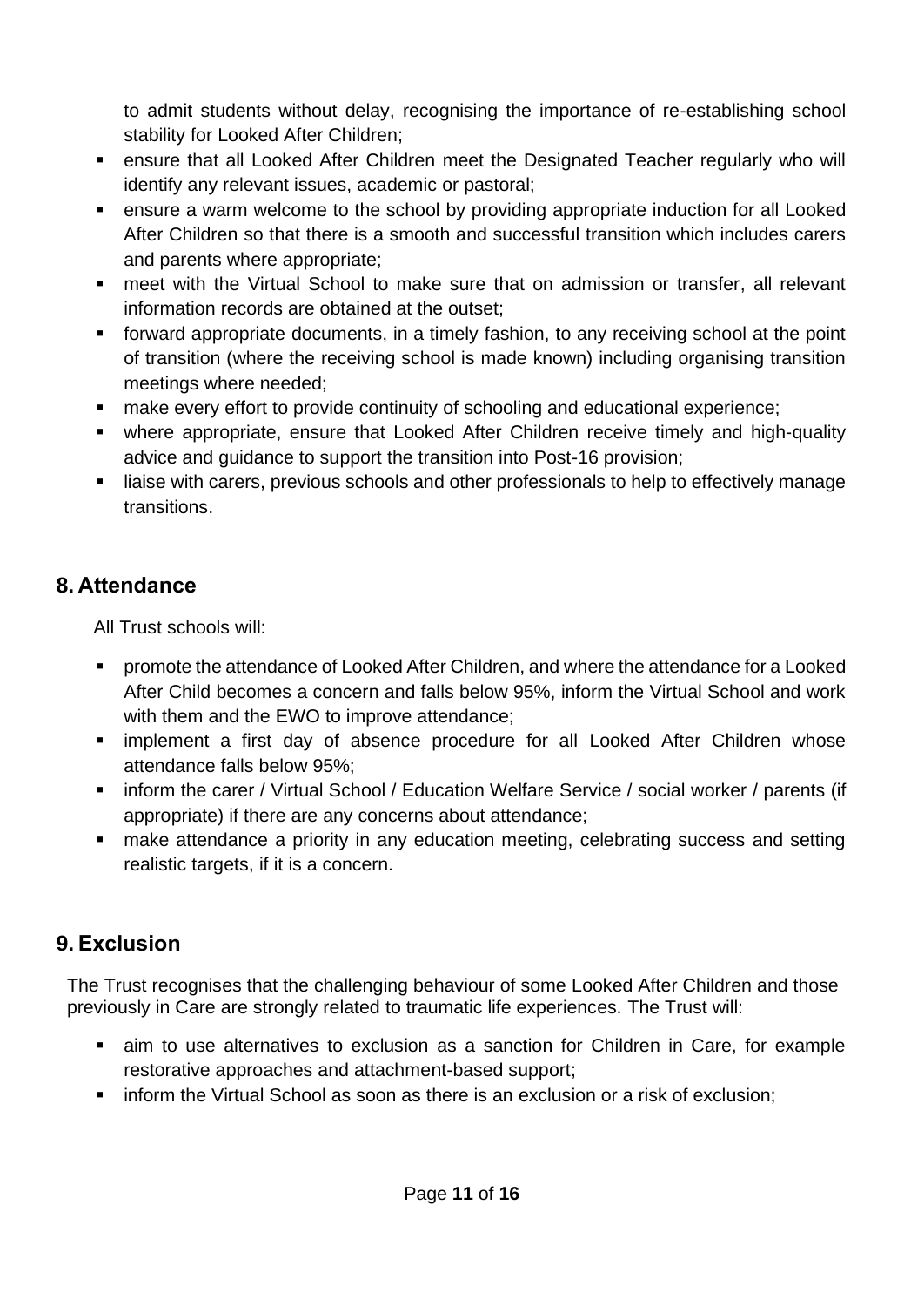to admit students without delay, recognising the importance of re-establishing school stability for Looked After Children;

- ensure that all Looked After Children meet the Designated Teacher regularly who will identify any relevant issues, academic or pastoral;
- ensure a warm welcome to the school by providing appropriate induction for all Looked After Children so that there is a smooth and successful transition which includes carers and parents where appropriate;
- meet with the Virtual School to make sure that on admission or transfer, all relevant information records are obtained at the outset;
- forward appropriate documents, in a timely fashion, to any receiving school at the point of transition (where the receiving school is made known) including organising transition meetings where needed;
- make every effort to provide continuity of schooling and educational experience;
- where appropriate, ensure that Looked After Children receive timely and high-quality advice and guidance to support the transition into Post-16 provision;
- liaise with carers, previous schools and other professionals to help to effectively manage transitions.

## 8. Attendance

All Trust schools will:

- promote the attendance of Looked After Children, and where the attendance for a Looked After Child becomes a concern and falls below 95%, inform the Virtual School and work with them and the EWO to improve attendance;
- implement a first day of absence procedure for all Looked After Children whose attendance falls below 95%;
- inform the carer / Virtual School / Education Welfare Service / social worker / parents (if appropriate) if there are any concerns about attendance;
- make attendance a priority in any education meeting, celebrating success and setting realistic targets, if it is a concern.

## 9. Exclusion

The Trust recognises that the challenging behaviour of some Looked After Children and those previously in Care are strongly related to traumatic life experiences. The Trust will:

- aim to use alternatives to exclusion as a sanction for Children in Care, for example restorative approaches and attachment-based support;
- inform the Virtual School as soon as there is an exclusion or a risk of exclusion;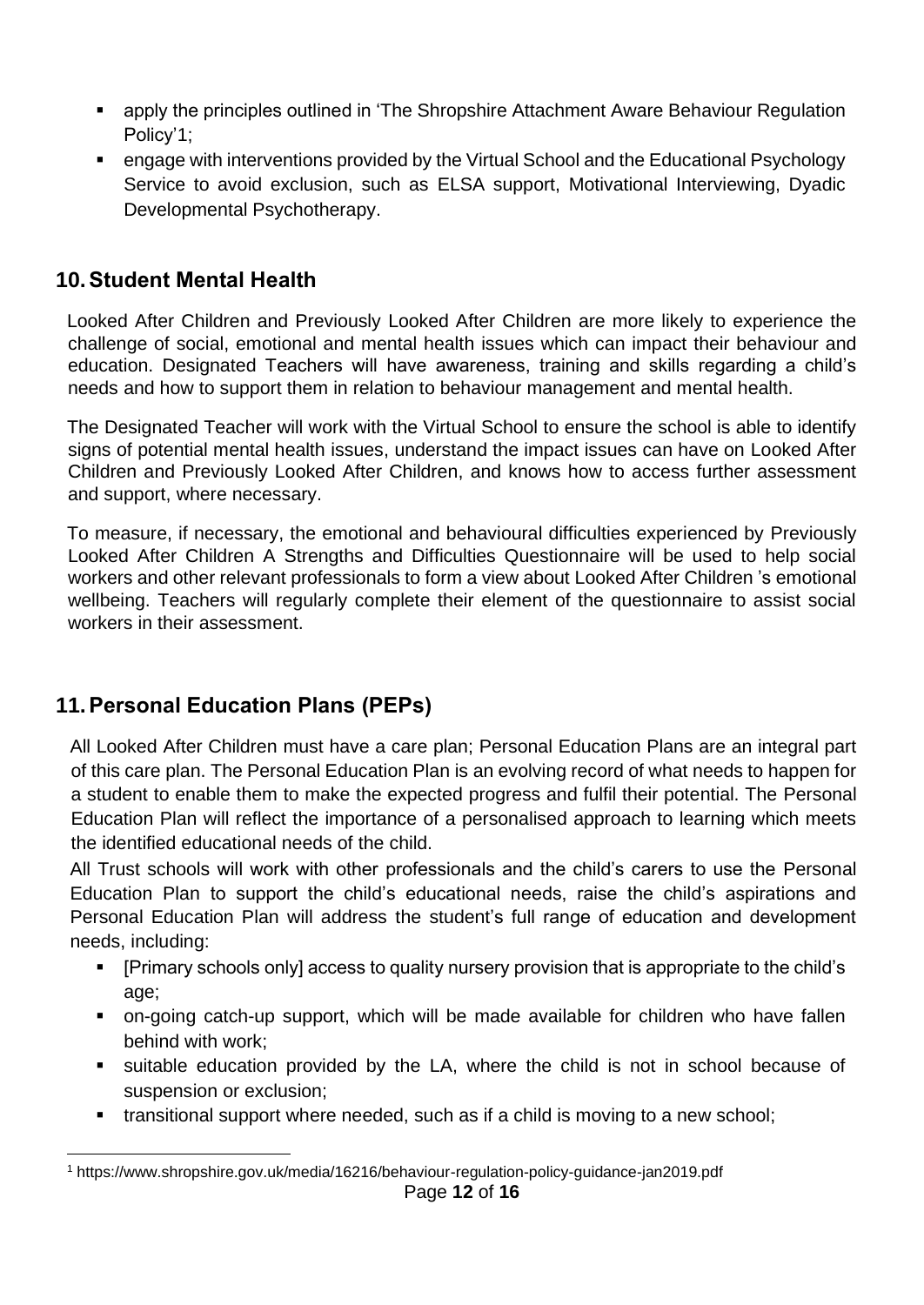- apply the principles outlined in 'The Shropshire Attachment Aware Behaviour Regulation Policy'[1];
- engage with interventions provided by the Virtual School and the Educational Psychology Service to avoid exclusion, such as ELSA support, Motivational Interviewing, Dyadic Developmental Psychotherapy.

## 10. Student Mental Health

Looked After Children and Previously Looked After Children are more likely to experience the challenge of social, emotional and mental health issues which can impact their behaviour and education. Designated Teachers will have awareness, training and skills regarding a child's needs and how to support them in relation to behaviour management and mental health.

The Designated Teacher will work with the Virtual School to ensure the school is able to identify signs of potential mental health issues, understand the impact issues can have on Looked After Children and Previously Looked After Children, and knows how to access further assessment and support, where necessary.

To measure, if necessary, the emotional and behavioural difficulties experienced by Previously Looked After Children A Strengths and Difficulties Questionnaire will be used to help social workers and other relevant professionals to form a view about Looked After Children 's emotional wellbeing. Teachers will regularly complete their element of the questionnaire to assist social workers in their assessment.

## 11. Personal Education Plans (PEPs)

All Looked After Children must have a care plan; Personal Education Plans are an integral part of this care plan. The Personal Education Plan is an evolving record of what needs to happen for a student to enable them to make the expected progress and fulfil their potential. The Personal Education Plan will reflect the importance of a personalised approach to learning which meets the identified educational needs of the child.

All Trust schools will work with other professionals and the child's carers to use the Personal Education Plan to support the child's educational needs, raise the child's aspirations and Personal Education Plan will address the student's full range of education and development needs, including:

- [Primary schools only] access to quality nursery provision that is appropriate to the child's age;
- on-going catch-up support, which will be made available for children who have fallen behind with work;
- suitable education provided by the LA, where the child is not in school because of suspension or exclusion;
- transitional support where needed, such as if a child is moving to a new school;

[1] https://www.shropshire.gov.uk/media/16216/behaviour-regulation-policy-guidance-jan2019.pdf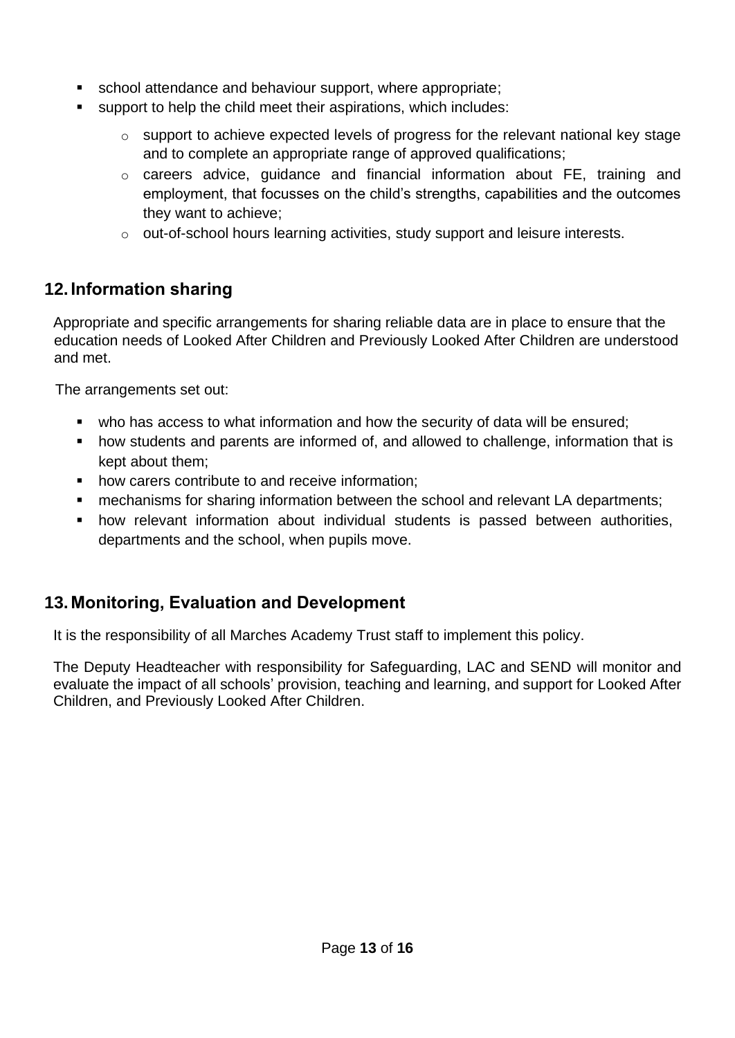- school attendance and behaviour support, where appropriate;
- support to help the child meet their aspirations, which includes:
  - support to achieve expected levels of progress for the relevant national key stage and to complete an appropriate range of approved qualifications;
  - careers advice, guidance and financial information about FE, training and employment, that focusses on the child's strengths, capabilities and the outcomes they want to achieve;
  - out-of-school hours learning activities, study support and leisure interests.

## 12. Information sharing

Appropriate and specific arrangements for sharing reliable data are in place to ensure that the education needs of Looked After Children and Previously Looked After Children are understood and met.

The arrangements set out:

- who has access to what information and how the security of data will be ensured;
- how students and parents are informed of, and allowed to challenge, information that is kept about them;
- how carers contribute to and receive information;
- mechanisms for sharing information between the school and relevant LA departments;
- how relevant information about individual students is passed between authorities, departments and the school, when pupils move.

## 13. Monitoring, Evaluation and Development

It is the responsibility of all Marches Academy Trust staff to implement this policy.

The Deputy Headteacher with responsibility for Safeguarding, LAC and SEND will monitor and evaluate the impact of all schools' provision, teaching and learning, and support for Looked After Children, and Previously Looked After Children.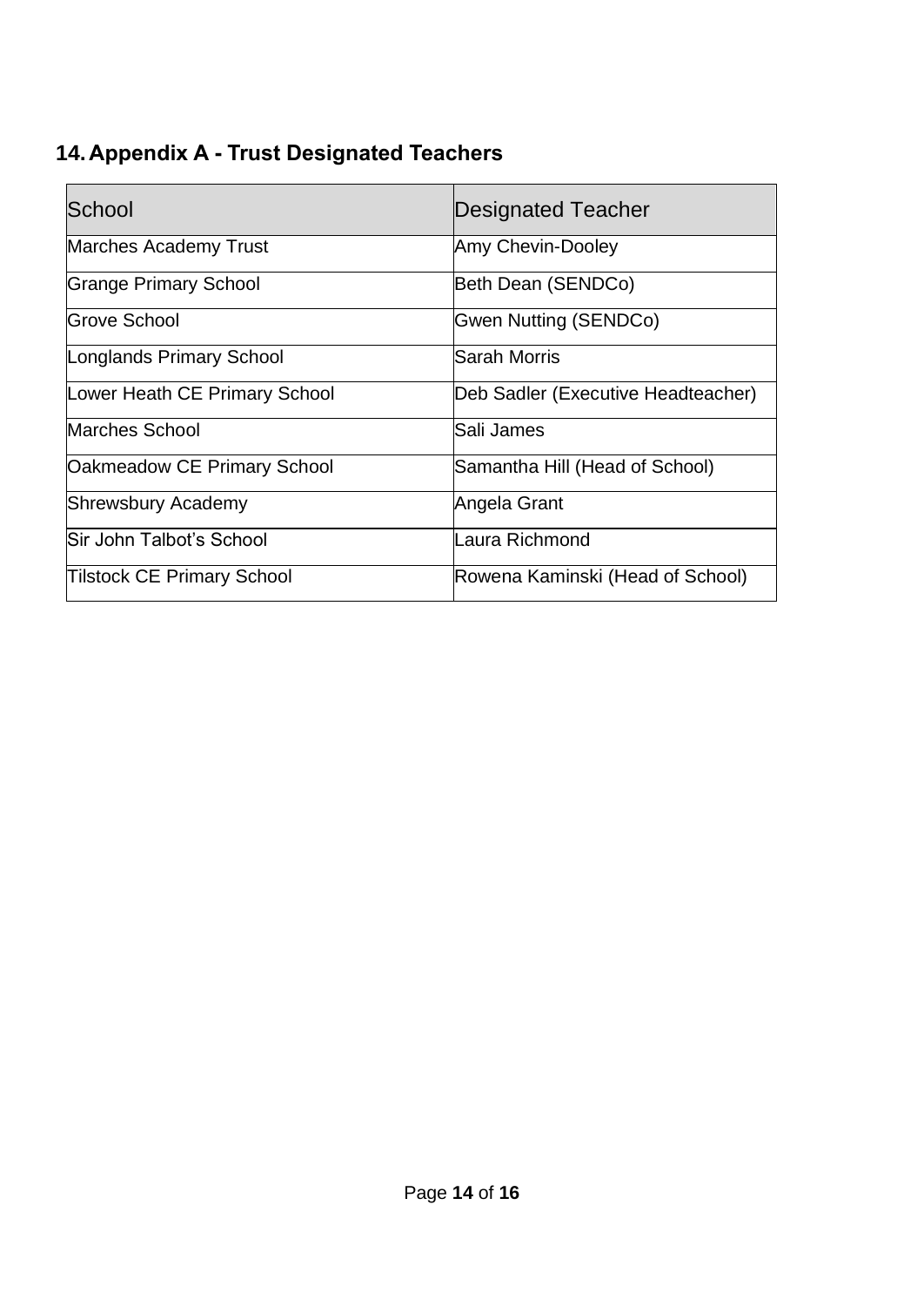## 14. Appendix A - Trust Designated Teachers

| School | Designated Teacher |
| --- | --- |
| Marches Academy Trust | Amy Chevin-Dooley |
| Grange Primary School | Beth Dean (SENDCo) |
| Grove School | Gwen Nutting (SENDCo) |
| Longlands Primary School | Sarah Morris |
| Lower Heath CE Primary School | Deb Sadler (Executive Headteacher) |
| Marches School | Sali James |
| Oakmeadow CE Primary School | Samantha Hill (Head of School) |
| Shrewsbury Academy | Angela Grant |
| Sir John Talbot's School | Laura Richmond |
| Tilstock CE Primary School | Rowena Kaminski (Head of School) |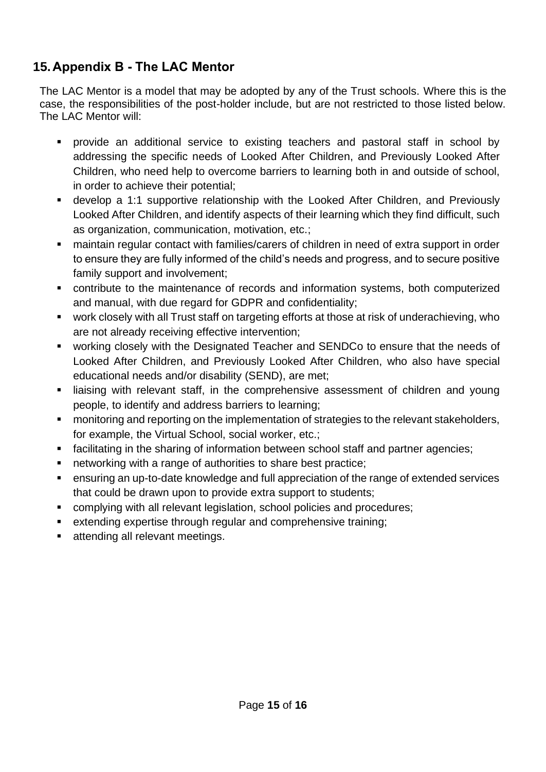## 15. Appendix B - The LAC Mentor

The LAC Mentor is a model that may be adopted by any of the Trust schools. Where this is the case, the responsibilities of the post-holder include, but are not restricted to those listed below. The LAC Mentor will:

- provide an additional service to existing teachers and pastoral staff in school by addressing the specific needs of Looked After Children, and Previously Looked After Children, who need help to overcome barriers to learning both in and outside of school, in order to achieve their potential;
- develop a 1:1 supportive relationship with the Looked After Children, and Previously Looked After Children, and identify aspects of their learning which they find difficult, such as organization, communication, motivation, etc.;
- maintain regular contact with families/carers of children in need of extra support in order to ensure they are fully informed of the child's needs and progress, and to secure positive family support and involvement;
- contribute to the maintenance of records and information systems, both computerized and manual, with due regard for GDPR and confidentiality;
- work closely with all Trust staff on targeting efforts at those at risk of underachieving, who are not already receiving effective intervention;
- working closely with the Designated Teacher and SENDCo to ensure that the needs of Looked After Children, and Previously Looked After Children, who also have special educational needs and/or disability (SEND), are met;
- liaising with relevant staff, in the comprehensive assessment of children and young people, to identify and address barriers to learning;
- monitoring and reporting on the implementation of strategies to the relevant stakeholders, for example, the Virtual School, social worker, etc.;
- facilitating in the sharing of information between school staff and partner agencies;
- networking with a range of authorities to share best practice;
- ensuring an up-to-date knowledge and full appreciation of the range of extended services that could be drawn upon to provide extra support to students;
- complying with all relevant legislation, school policies and procedures;
- extending expertise through regular and comprehensive training;
- attending all relevant meetings.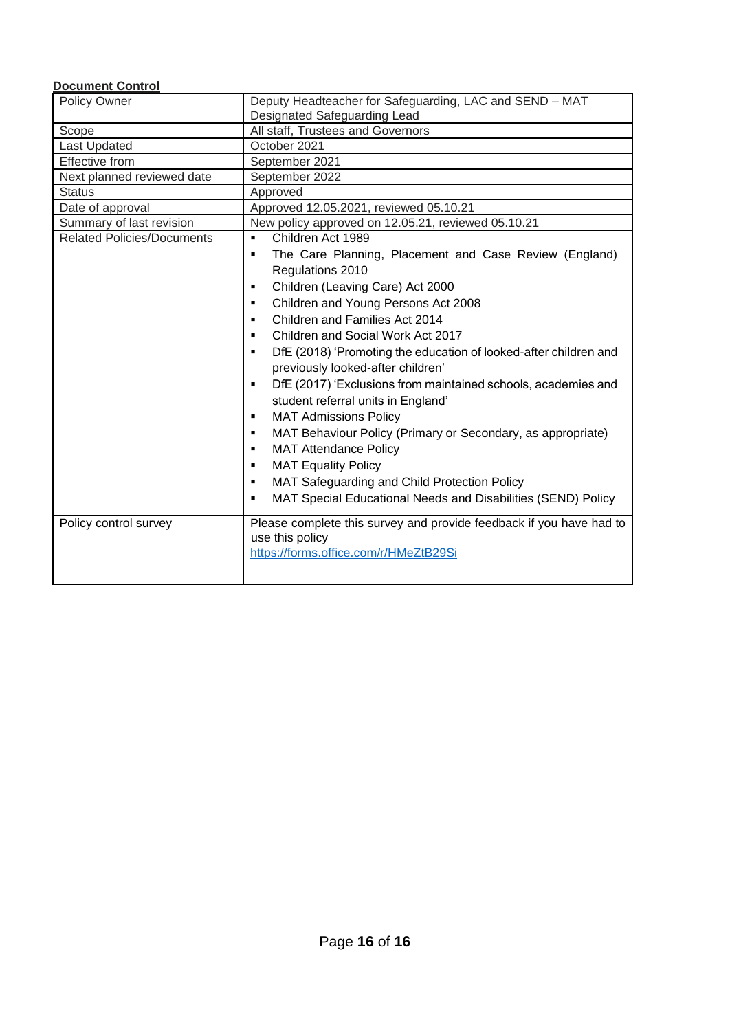**Document Control**

| | |
|---|---|
| Policy Owner | Deputy Headteacher for Safeguarding, LAC and SEND – MAT Designated Safeguarding Lead |
| Scope | All staff, Trustees and Governors |
| Last Updated | October 2021 |
| Effective from | September 2021 |
| Next planned reviewed date | September 2022 |
| Status | Approved |
| Date of approval | Approved 12.05.2021, reviewed 05.10.21 |
| Summary of last revision | New policy approved on 12.05.21, reviewed 05.10.21 |
| Related Policies/Documents | ▪ Children Act 1989<br>▪ The Care Planning, Placement and Case Review (England) Regulations 2010<br>▪ Children (Leaving Care) Act 2000<br>▪ Children and Young Persons Act 2008<br>▪ Children and Families Act 2014<br>▪ Children and Social Work Act 2017<br>▪ DfE (2018) 'Promoting the education of looked-after children and previously looked-after children'<br>▪ DfE (2017) 'Exclusions from maintained schools, academies and student referral units in England'<br>▪ MAT Admissions Policy<br>▪ MAT Behaviour Policy (Primary or Secondary, as appropriate)<br>▪ MAT Attendance Policy<br>▪ MAT Equality Policy<br>▪ MAT Safeguarding and Child Protection Policy<br>▪ MAT Special Educational Needs and Disabilities (SEND) Policy |
| Policy control survey | Please complete this survey and provide feedback if you have had to use this policy<br>https://forms.office.com/r/HMeZtB29Si |